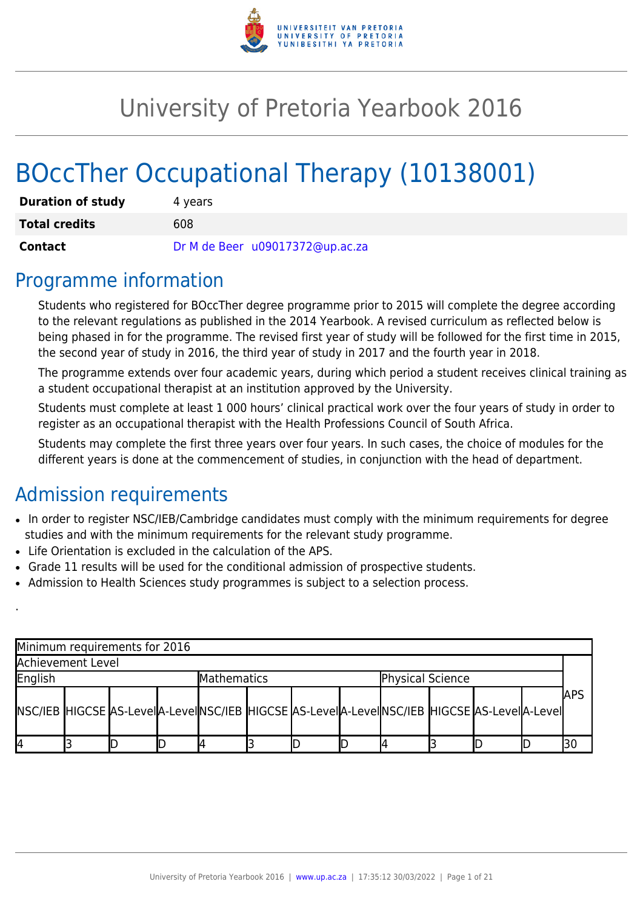# University of Pretoria Yearbook 2016

# BOccTher Occupational Therapy (10138001)

| | |
|---|---|
| **Duration of study** | 4 years |
| **Total credits** | 608 |
| **Contact** | Dr M de Beer u09017372@up.ac.za |

## Programme information

Students who registered for BOccTher degree programme prior to 2015 will complete the degree according to the relevant regulations as published in the 2014 Yearbook. A revised curriculum as reflected below is being phased in for the programme. The revised first year of study will be followed for the first time in 2015, the second year of study in 2016, the third year of study in 2017 and the fourth year in 2018.

The programme extends over four academic years, during which period a student receives clinical training as a student occupational therapist at an institution approved by the University.

Students must complete at least 1 000 hours' clinical practical work over the four years of study in order to register as an occupational therapist with the Health Professions Council of South Africa.

Students may complete the first three years over four years. In such cases, the choice of modules for the different years is done at the commencement of studies, in conjunction with the head of department.

## Admission requirements

- In order to register NSC/IEB/Cambridge candidates must comply with the minimum requirements for degree studies and with the minimum requirements for the relevant study programme.
- Life Orientation is excluded in the calculation of the APS.
- Grade 11 results will be used for the conditional admission of prospective students.
- Admission to Health Sciences study programmes is subject to a selection process.

.

| Minimum requirements for 2016 | | | | | | | | | | | | |
|---|---|---|---|---|---|---|---|---|---|---|---|---|
| Achievement Level | | | | | | | | | | | | APS |
| English | | | | Mathematics | | | | Physical Science | | | | |
| NSC/IEB | HIGCSE | AS-Level | A-Level | NSC/IEB | HIGCSE | AS-Level | A-Level | NSC/IEB | HIGCSE | AS-Level | A-Level | |
| 4 | 3 | D | D | 4 | 3 | D | D | 4 | 3 | D | D | 30 |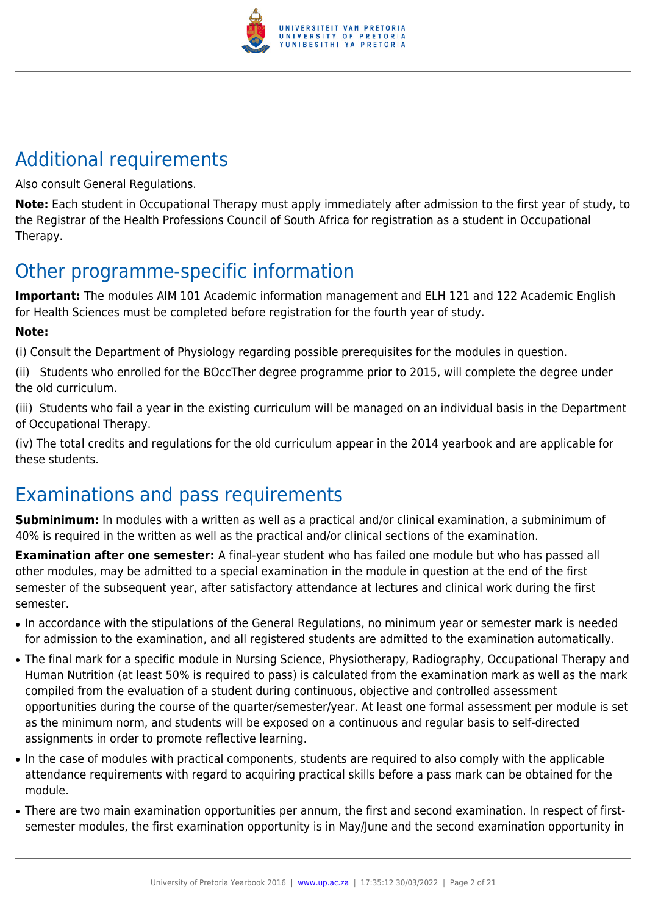## Additional requirements

Also consult General Regulations.

**Note:** Each student in Occupational Therapy must apply immediately after admission to the first year of study, to the Registrar of the Health Professions Council of South Africa for registration as a student in Occupational Therapy.

## Other programme-specific information

**Important:** The modules AIM 101 Academic information management and ELH 121 and 122 Academic English for Health Sciences must be completed before registration for the fourth year of study.

**Note:**

(i) Consult the Department of Physiology regarding possible prerequisites for the modules in question.

(ii) Students who enrolled for the BOccTher degree programme prior to 2015, will complete the degree under the old curriculum.

(iii) Students who fail a year in the existing curriculum will be managed on an individual basis in the Department of Occupational Therapy.

(iv) The total credits and regulations for the old curriculum appear in the 2014 yearbook and are applicable for these students.

## Examinations and pass requirements

**Subminimum:** In modules with a written as well as a practical and/or clinical examination, a subminimum of 40% is required in the written as well as the practical and/or clinical sections of the examination.

**Examination after one semester:** A final-year student who has failed one module but who has passed all other modules, may be admitted to a special examination in the module in question at the end of the first semester of the subsequent year, after satisfactory attendance at lectures and clinical work during the first semester.

- In accordance with the stipulations of the General Regulations, no minimum year or semester mark is needed for admission to the examination, and all registered students are admitted to the examination automatically.
- The final mark for a specific module in Nursing Science, Physiotherapy, Radiography, Occupational Therapy and Human Nutrition (at least 50% is required to pass) is calculated from the examination mark as well as the mark compiled from the evaluation of a student during continuous, objective and controlled assessment opportunities during the course of the quarter/semester/year. At least one formal assessment per module is set as the minimum norm, and students will be exposed on a continuous and regular basis to self-directed assignments in order to promote reflective learning.
- In the case of modules with practical components, students are required to also comply with the applicable attendance requirements with regard to acquiring practical skills before a pass mark can be obtained for the module.
- There are two main examination opportunities per annum, the first and second examination. In respect of first-semester modules, the first examination opportunity is in May/June and the second examination opportunity in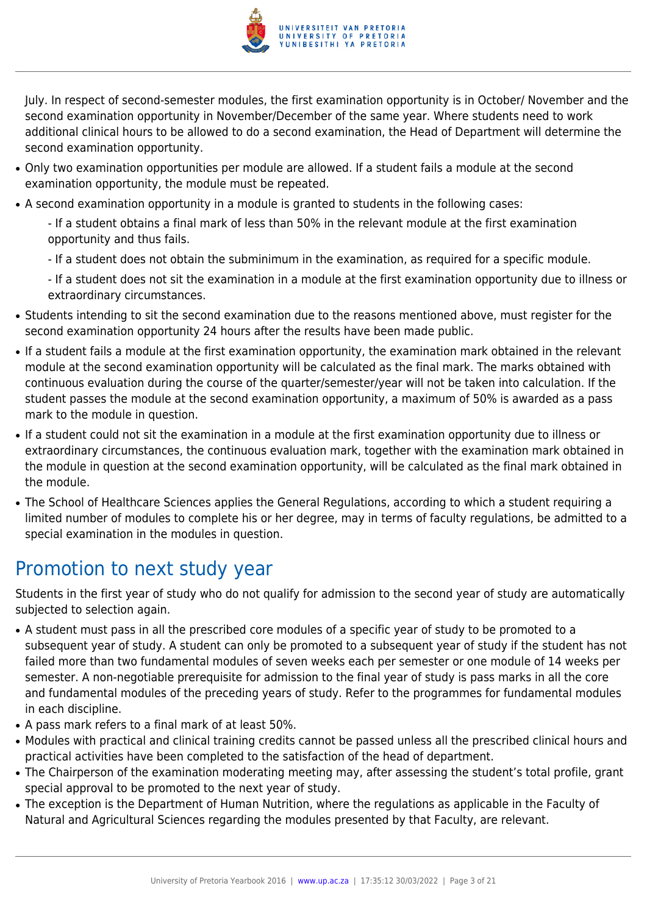July. In respect of second-semester modules, the first examination opportunity is in October/ November and the second examination opportunity in November/December of the same year. Where students need to work additional clinical hours to be allowed to do a second examination, the Head of Department will determine the second examination opportunity.

- Only two examination opportunities per module are allowed. If a student fails a module at the second examination opportunity, the module must be repeated.
- A second examination opportunity in a module is granted to students in the following cases:
  - If a student obtains a final mark of less than 50% in the relevant module at the first examination opportunity and thus fails.
  - If a student does not obtain the subminimum in the examination, as required for a specific module.
  - If a student does not sit the examination in a module at the first examination opportunity due to illness or extraordinary circumstances.
- Students intending to sit the second examination due to the reasons mentioned above, must register for the second examination opportunity 24 hours after the results have been made public.
- If a student fails a module at the first examination opportunity, the examination mark obtained in the relevant module at the second examination opportunity will be calculated as the final mark. The marks obtained with continuous evaluation during the course of the quarter/semester/year will not be taken into calculation. If the student passes the module at the second examination opportunity, a maximum of 50% is awarded as a pass mark to the module in question.
- If a student could not sit the examination in a module at the first examination opportunity due to illness or extraordinary circumstances, the continuous evaluation mark, together with the examination mark obtained in the module in question at the second examination opportunity, will be calculated as the final mark obtained in the module.
- The School of Healthcare Sciences applies the General Regulations, according to which a student requiring a limited number of modules to complete his or her degree, may in terms of faculty regulations, be admitted to a special examination in the modules in question.

## Promotion to next study year

Students in the first year of study who do not qualify for admission to the second year of study are automatically subjected to selection again.

- A student must pass in all the prescribed core modules of a specific year of study to be promoted to a subsequent year of study. A student can only be promoted to a subsequent year of study if the student has not failed more than two fundamental modules of seven weeks each per semester or one module of 14 weeks per semester. A non-negotiable prerequisite for admission to the final year of study is pass marks in all the core and fundamental modules of the preceding years of study. Refer to the programmes for fundamental modules in each discipline.
- A pass mark refers to a final mark of at least 50%.
- Modules with practical and clinical training credits cannot be passed unless all the prescribed clinical hours and practical activities have been completed to the satisfaction of the head of department.
- The Chairperson of the examination moderating meeting may, after assessing the student's total profile, grant special approval to be promoted to the next year of study.
- The exception is the Department of Human Nutrition, where the regulations as applicable in the Faculty of Natural and Agricultural Sciences regarding the modules presented by that Faculty, are relevant.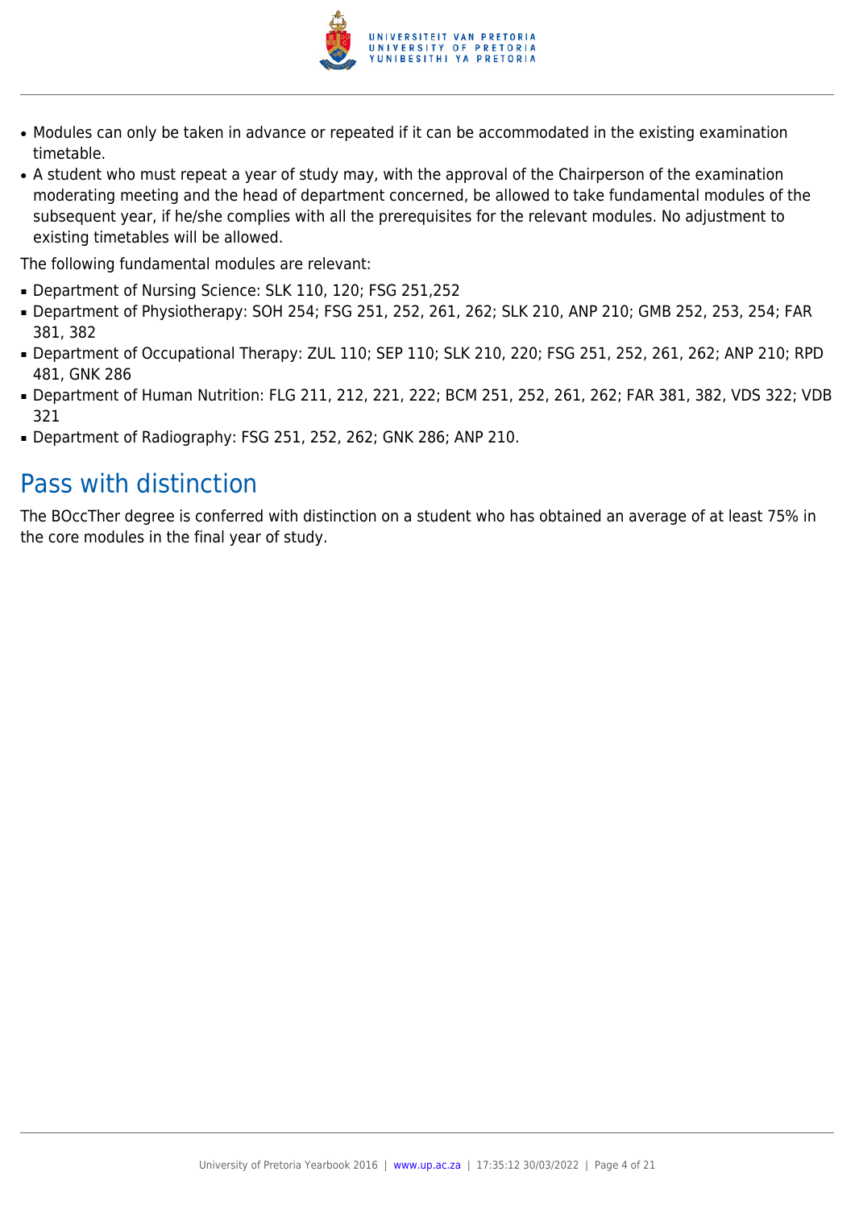- Modules can only be taken in advance or repeated if it can be accommodated in the existing examination timetable.
- A student who must repeat a year of study may, with the approval of the Chairperson of the examination moderating meeting and the head of department concerned, be allowed to take fundamental modules of the subsequent year, if he/she complies with all the prerequisites for the relevant modules. No adjustment to existing timetables will be allowed.

The following fundamental modules are relevant:

- Department of Nursing Science: SLK 110, 120; FSG 251,252
- Department of Physiotherapy: SOH 254; FSG 251, 252, 261, 262; SLK 210, ANP 210; GMB 252, 253, 254; FAR 381, 382
- Department of Occupational Therapy: ZUL 110; SEP 110; SLK 210, 220; FSG 251, 252, 261, 262; ANP 210; RPD 481, GNK 286
- Department of Human Nutrition: FLG 211, 212, 221, 222; BCM 251, 252, 261, 262; FAR 381, 382, VDS 322; VDB 321
- Department of Radiography: FSG 251, 252, 262; GNK 286; ANP 210.

## Pass with distinction

The BOccTher degree is conferred with distinction on a student who has obtained an average of at least 75% in the core modules in the final year of study.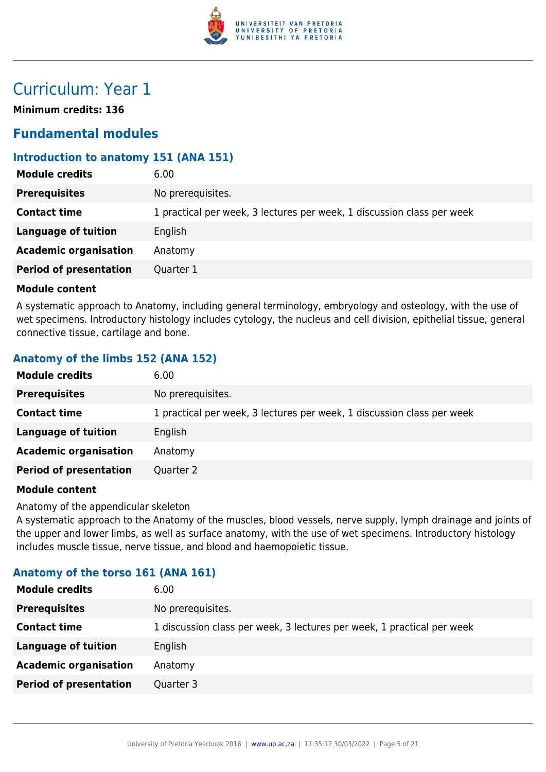# Curriculum: Year 1

**Minimum credits: 136**

## Fundamental modules

### Introduction to anatomy 151 (ANA 151)

| | |
|---|---|
| **Module credits** | 6.00 |
| **Prerequisites** | No prerequisites. |
| **Contact time** | 1 practical per week, 3 lectures per week, 1 discussion class per week |
| **Language of tuition** | English |
| **Academic organisation** | Anatomy |
| **Period of presentation** | Quarter 1 |

**Module content**

A systematic approach to Anatomy, including general terminology, embryology and osteology, with the use of wet specimens. Introductory histology includes cytology, the nucleus and cell division, epithelial tissue, general connective tissue, cartilage and bone.

### Anatomy of the limbs 152 (ANA 152)

| | |
|---|---|
| **Module credits** | 6.00 |
| **Prerequisites** | No prerequisites. |
| **Contact time** | 1 practical per week, 3 lectures per week, 1 discussion class per week |
| **Language of tuition** | English |
| **Academic organisation** | Anatomy |
| **Period of presentation** | Quarter 2 |

**Module content**

Anatomy of the appendicular skeleton
A systematic approach to the Anatomy of the muscles, blood vessels, nerve supply, lymph drainage and joints of the upper and lower limbs, as well as surface anatomy, with the use of wet specimens. Introductory histology includes muscle tissue, nerve tissue, and blood and haemopoietic tissue.

### Anatomy of the torso 161 (ANA 161)

| | |
|---|---|
| **Module credits** | 6.00 |
| **Prerequisites** | No prerequisites. |
| **Contact time** | 1 discussion class per week, 3 lectures per week, 1 practical per week |
| **Language of tuition** | English |
| **Academic organisation** | Anatomy |
| **Period of presentation** | Quarter 3 |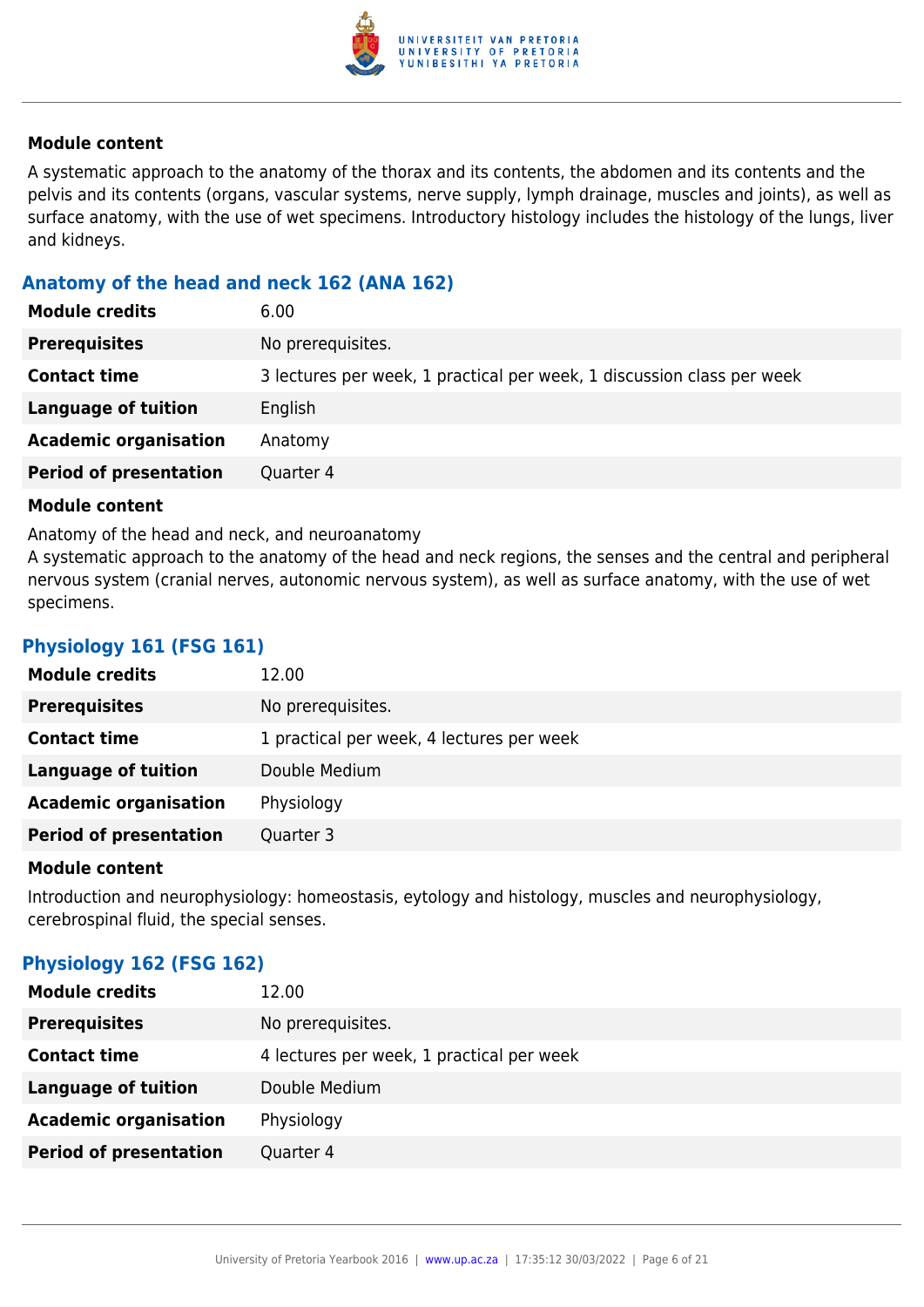**Module content**

A systematic approach to the anatomy of the thorax and its contents, the abdomen and its contents and the pelvis and its contents (organs, vascular systems, nerve supply, lymph drainage, muscles and joints), as well as surface anatomy, with the use of wet specimens. Introductory histology includes the histology of the lungs, liver and kidneys.

### Anatomy of the head and neck 162 (ANA 162)

| | |
|---|---|
| **Module credits** | 6.00 |
| **Prerequisites** | No prerequisites. |
| **Contact time** | 3 lectures per week, 1 practical per week, 1 discussion class per week |
| **Language of tuition** | English |
| **Academic organisation** | Anatomy |
| **Period of presentation** | Quarter 4 |

**Module content**

Anatomy of the head and neck, and neuroanatomy
A systematic approach to the anatomy of the head and neck regions, the senses and the central and peripheral nervous system (cranial nerves, autonomic nervous system), as well as surface anatomy, with the use of wet specimens.

### Physiology 161 (FSG 161)

| | |
|---|---|
| **Module credits** | 12.00 |
| **Prerequisites** | No prerequisites. |
| **Contact time** | 1 practical per week, 4 lectures per week |
| **Language of tuition** | Double Medium |
| **Academic organisation** | Physiology |
| **Period of presentation** | Quarter 3 |

**Module content**

Introduction and neurophysiology: homeostasis, eytology and histology, muscles and neurophysiology, cerebrospinal fluid, the special senses.

### Physiology 162 (FSG 162)

| | |
|---|---|
| **Module credits** | 12.00 |
| **Prerequisites** | No prerequisites. |
| **Contact time** | 4 lectures per week, 1 practical per week |
| **Language of tuition** | Double Medium |
| **Academic organisation** | Physiology |
| **Period of presentation** | Quarter 4 |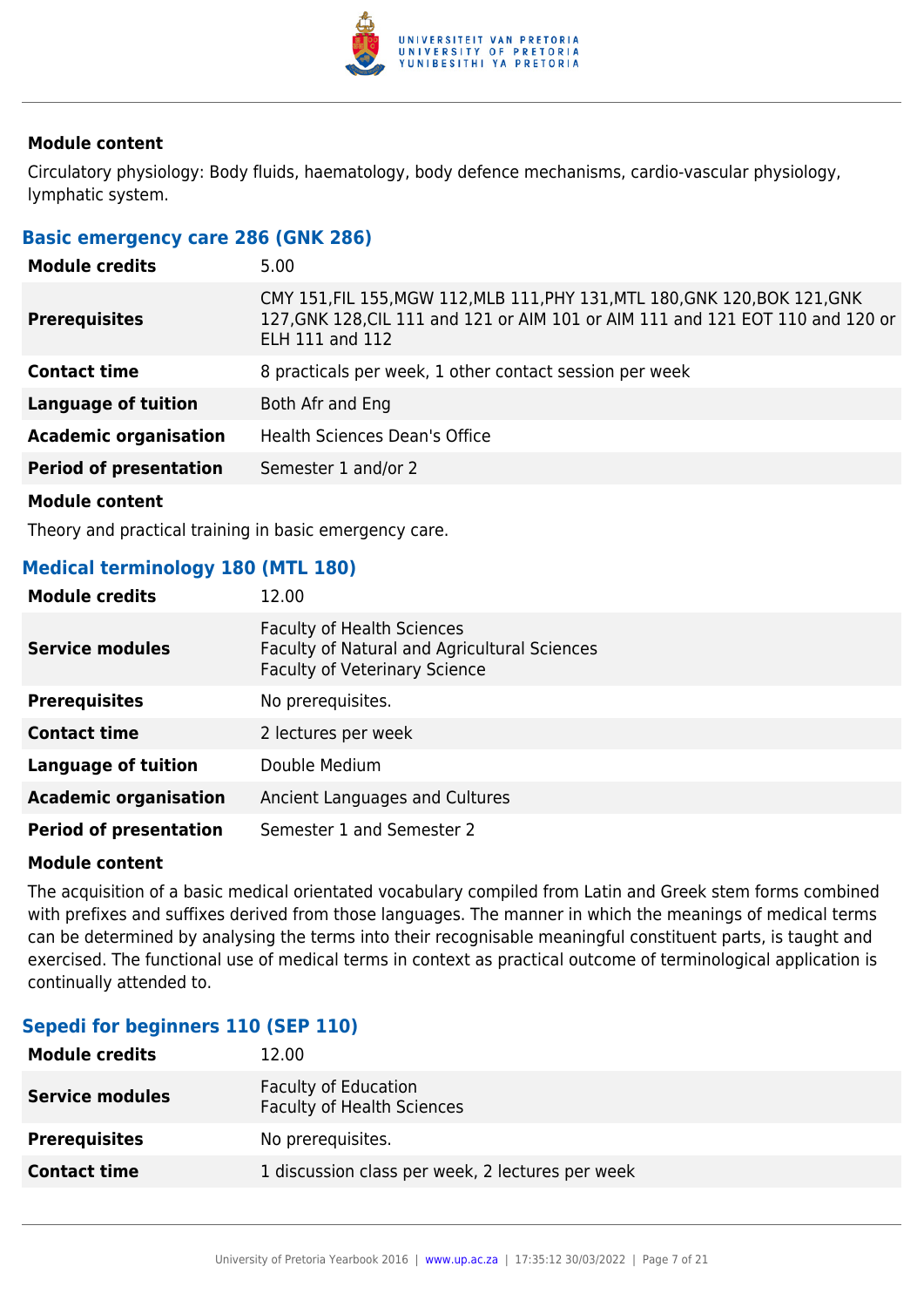#### Module content

Circulatory physiology: Body fluids, haematology, body defence mechanisms, cardio-vascular physiology, lymphatic system.

### Basic emergency care 286 (GNK 286)

| | |
|---|---|
| **Module credits** | 5.00 |
| **Prerequisites** | CMY 151,FIL 155,MGW 112,MLB 111,PHY 131,MTL 180,GNK 120,BOK 121,GNK 127,GNK 128,CIL 111 and 121 or AIM 101 or AIM 111 and 121 EOT 110 and 120 or ELH 111 and 112 |
| **Contact time** | 8 practicals per week, 1 other contact session per week |
| **Language of tuition** | Both Afr and Eng |
| **Academic organisation** | Health Sciences Dean's Office |
| **Period of presentation** | Semester 1 and/or 2 |

#### Module content

Theory and practical training in basic emergency care.

### Medical terminology 180 (MTL 180)

| | |
|---|---|
| **Module credits** | 12.00 |
| **Service modules** | Faculty of Health Sciences<br>Faculty of Natural and Agricultural Sciences<br>Faculty of Veterinary Science |
| **Prerequisites** | No prerequisites. |
| **Contact time** | 2 lectures per week |
| **Language of tuition** | Double Medium |
| **Academic organisation** | Ancient Languages and Cultures |
| **Period of presentation** | Semester 1 and Semester 2 |

#### Module content

The acquisition of a basic medical orientated vocabulary compiled from Latin and Greek stem forms combined with prefixes and suffixes derived from those languages. The manner in which the meanings of medical terms can be determined by analysing the terms into their recognisable meaningful constituent parts, is taught and exercised. The functional use of medical terms in context as practical outcome of terminological application is continually attended to.

### Sepedi for beginners 110 (SEP 110)

| | |
|---|---|
| **Module credits** | 12.00 |
| **Service modules** | Faculty of Education<br>Faculty of Health Sciences |
| **Prerequisites** | No prerequisites. |
| **Contact time** | 1 discussion class per week, 2 lectures per week |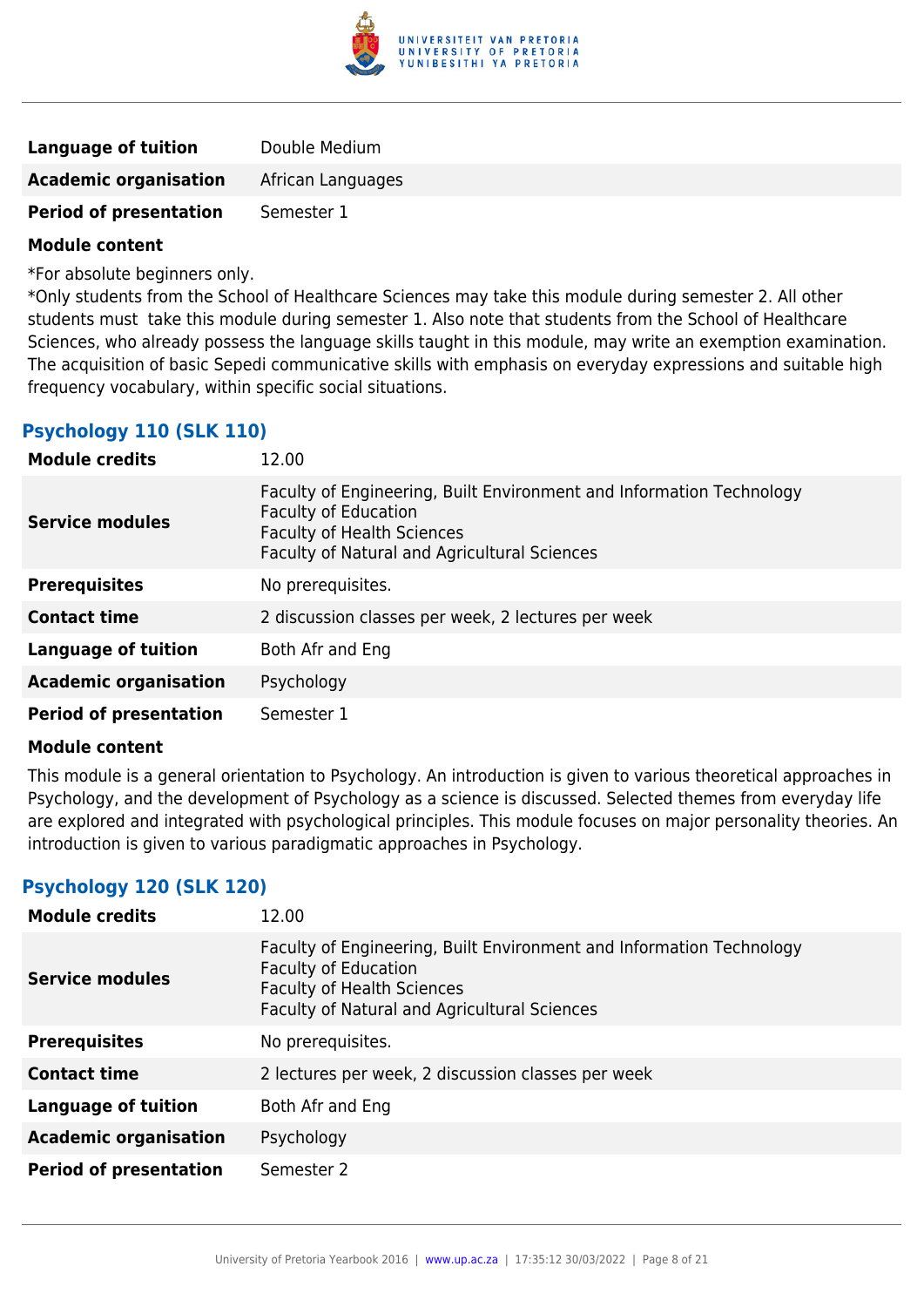| | |
|---|---|
| **Language of tuition** | Double Medium |
| **Academic organisation** | African Languages |
| **Period of presentation** | Semester 1 |

**Module content**

*For absolute beginners only.

*Only students from the School of Healthcare Sciences may take this module during semester 2. All other students must take this module during semester 1. Also note that students from the School of Healthcare Sciences, who already possess the language skills taught in this module, may write an exemption examination. The acquisition of basic Sepedi communicative skills with emphasis on everyday expressions and suitable high frequency vocabulary, within specific social situations.

### Psychology 110 (SLK 110)

| | |
|---|---|
| **Module credits** | 12.00 |
| **Service modules** | Faculty of Engineering, Built Environment and Information Technology<br>Faculty of Education<br>Faculty of Health Sciences<br>Faculty of Natural and Agricultural Sciences |
| **Prerequisites** | No prerequisites. |
| **Contact time** | 2 discussion classes per week, 2 lectures per week |
| **Language of tuition** | Both Afr and Eng |
| **Academic organisation** | Psychology |
| **Period of presentation** | Semester 1 |

**Module content**

This module is a general orientation to Psychology. An introduction is given to various theoretical approaches in Psychology, and the development of Psychology as a science is discussed. Selected themes from everyday life are explored and integrated with psychological principles. This module focuses on major personality theories. An introduction is given to various paradigmatic approaches in Psychology.

### Psychology 120 (SLK 120)

| | |
|---|---|
| **Module credits** | 12.00 |
| **Service modules** | Faculty of Engineering, Built Environment and Information Technology<br>Faculty of Education<br>Faculty of Health Sciences<br>Faculty of Natural and Agricultural Sciences |
| **Prerequisites** | No prerequisites. |
| **Contact time** | 2 lectures per week, 2 discussion classes per week |
| **Language of tuition** | Both Afr and Eng |
| **Academic organisation** | Psychology |
| **Period of presentation** | Semester 2 |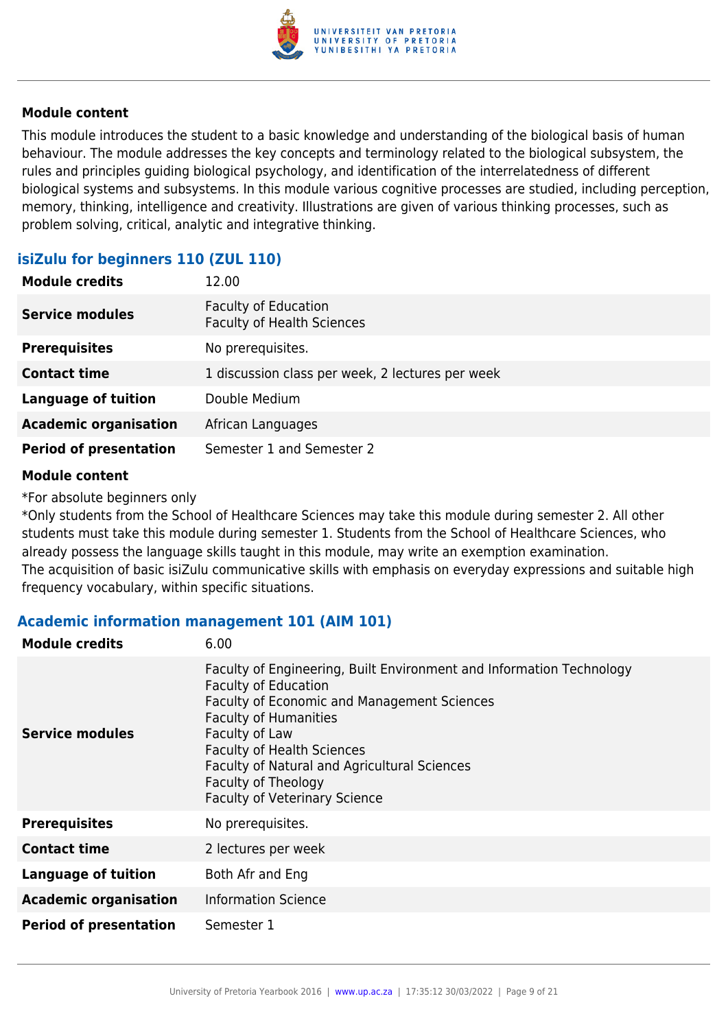#### Module content

This module introduces the student to a basic knowledge and understanding of the biological basis of human behaviour. The module addresses the key concepts and terminology related to the biological subsystem, the rules and principles guiding biological psychology, and identification of the interrelatedness of different biological systems and subsystems. In this module various cognitive processes are studied, including perception, memory, thinking, intelligence and creativity. Illustrations are given of various thinking processes, such as problem solving, critical, analytic and integrative thinking.

### isiZulu for beginners 110 (ZUL 110)

| | |
|---|---|
| **Module credits** | 12.00 |
| **Service modules** | Faculty of Education<br>Faculty of Health Sciences |
| **Prerequisites** | No prerequisites. |
| **Contact time** | 1 discussion class per week, 2 lectures per week |
| **Language of tuition** | Double Medium |
| **Academic organisation** | African Languages |
| **Period of presentation** | Semester 1 and Semester 2 |

#### Module content

*For absolute beginners only
*Only students from the School of Healthcare Sciences may take this module during semester 2. All other students must take this module during semester 1. Students from the School of Healthcare Sciences, who already possess the language skills taught in this module, may write an exemption examination.
The acquisition of basic isiZulu communicative skills with emphasis on everyday expressions and suitable high frequency vocabulary, within specific situations.

### Academic information management 101 (AIM 101)

| | |
|---|---|
| **Module credits** | 6.00 |
| **Service modules** | Faculty of Engineering, Built Environment and Information Technology<br>Faculty of Education<br>Faculty of Economic and Management Sciences<br>Faculty of Humanities<br>Faculty of Law<br>Faculty of Health Sciences<br>Faculty of Natural and Agricultural Sciences<br>Faculty of Theology<br>Faculty of Veterinary Science |
| **Prerequisites** | No prerequisites. |
| **Contact time** | 2 lectures per week |
| **Language of tuition** | Both Afr and Eng |
| **Academic organisation** | Information Science |
| **Period of presentation** | Semester 1 |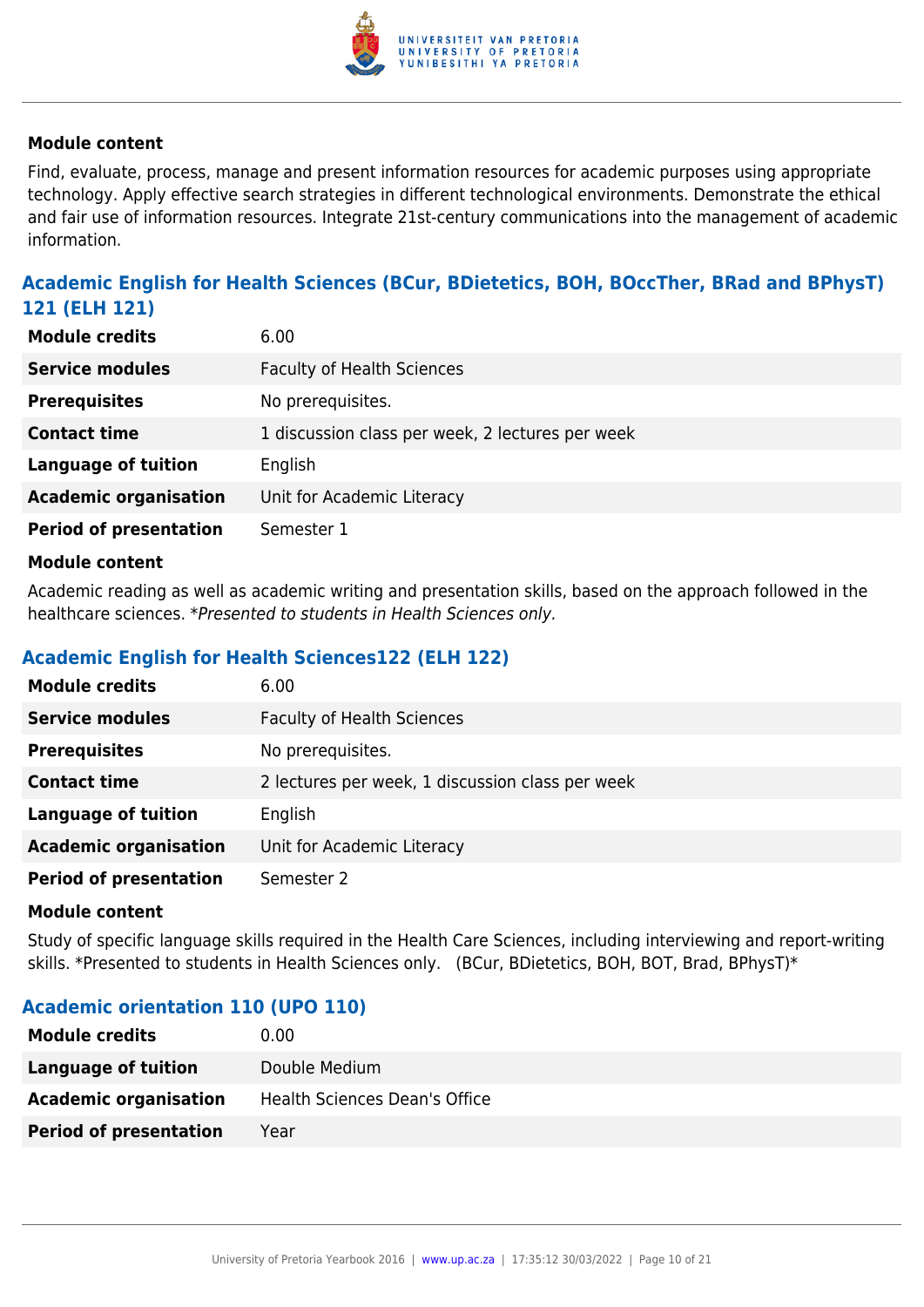#### Module content

Find, evaluate, process, manage and present information resources for academic purposes using appropriate technology. Apply effective search strategies in different technological environments. Demonstrate the ethical and fair use of information resources. Integrate 21st-century communications into the management of academic information.

### Academic English for Health Sciences (BCur, BDietetics, BOH, BOccTher, BRad and BPhysT) 121 (ELH 121)

| | |
|---|---|
| **Module credits** | 6.00 |
| **Service modules** | Faculty of Health Sciences |
| **Prerequisites** | No prerequisites. |
| **Contact time** | 1 discussion class per week, 2 lectures per week |
| **Language of tuition** | English |
| **Academic organisation** | Unit for Academic Literacy |
| **Period of presentation** | Semester 1 |

#### Module content

Academic reading as well as academic writing and presentation skills, based on the approach followed in the healthcare sciences. **Presented to students in Health Sciences only.*

### Academic English for Health Sciences122 (ELH 122)

| | |
|---|---|
| **Module credits** | 6.00 |
| **Service modules** | Faculty of Health Sciences |
| **Prerequisites** | No prerequisites. |
| **Contact time** | 2 lectures per week, 1 discussion class per week |
| **Language of tuition** | English |
| **Academic organisation** | Unit for Academic Literacy |
| **Period of presentation** | Semester 2 |

#### Module content

Study of specific language skills required in the Health Care Sciences, including interviewing and report-writing skills. *Presented to students in Health Sciences only. (BCur, BDietetics, BOH, BOT, Brad, BPhysT)*

### Academic orientation 110 (UPO 110)

| | |
|---|---|
| **Module credits** | 0.00 |
| **Language of tuition** | Double Medium |
| **Academic organisation** | Health Sciences Dean's Office |
| **Period of presentation** | Year |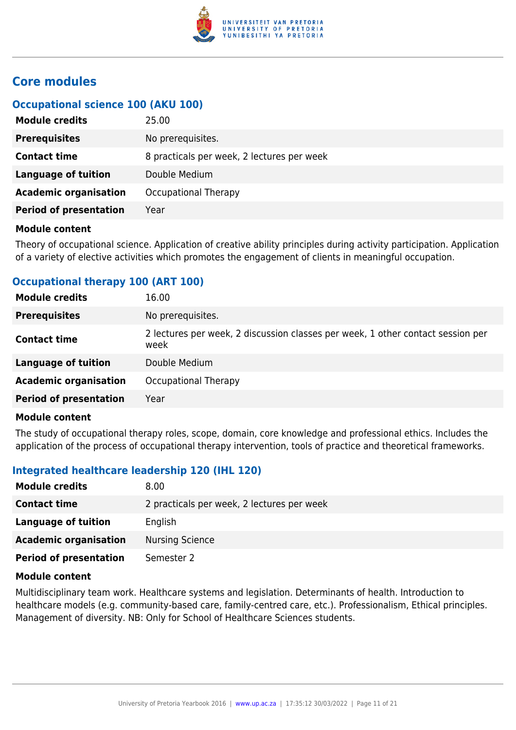## Core modules

### Occupational science 100 (AKU 100)

| | |
|---|---|
| **Module credits** | 25.00 |
| **Prerequisites** | No prerequisites. |
| **Contact time** | 8 practicals per week, 2 lectures per week |
| **Language of tuition** | Double Medium |
| **Academic organisation** | Occupational Therapy |
| **Period of presentation** | Year |

**Module content**

Theory of occupational science. Application of creative ability principles during activity participation. Application of a variety of elective activities which promotes the engagement of clients in meaningful occupation.

### Occupational therapy 100 (ART 100)

| | |
|---|---|
| **Module credits** | 16.00 |
| **Prerequisites** | No prerequisites. |
| **Contact time** | 2 lectures per week, 2 discussion classes per week, 1 other contact session per week |
| **Language of tuition** | Double Medium |
| **Academic organisation** | Occupational Therapy |
| **Period of presentation** | Year |

**Module content**

The study of occupational therapy roles, scope, domain, core knowledge and professional ethics. Includes the application of the process of occupational therapy intervention, tools of practice and theoretical frameworks.

### Integrated healthcare leadership 120 (IHL 120)

| | |
|---|---|
| **Module credits** | 8.00 |
| **Contact time** | 2 practicals per week, 2 lectures per week |
| **Language of tuition** | English |
| **Academic organisation** | Nursing Science |
| **Period of presentation** | Semester 2 |

**Module content**

Multidisciplinary team work. Healthcare systems and legislation. Determinants of health. Introduction to healthcare models (e.g. community-based care, family-centred care, etc.). Professionalism, Ethical principles. Management of diversity. NB: Only for School of Healthcare Sciences students.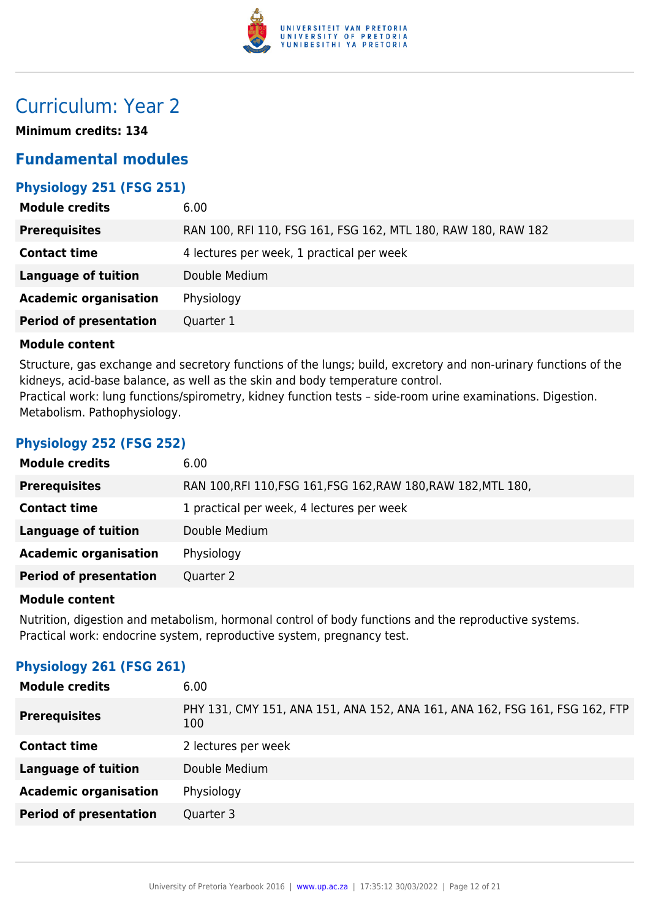# Curriculum: Year 2

**Minimum credits: 134**

## Fundamental modules

### Physiology 251 (FSG 251)

| | |
|---|---|
| **Module credits** | 6.00 |
| **Prerequisites** | RAN 100, RFI 110, FSG 161, FSG 162, MTL 180, RAW 180, RAW 182 |
| **Contact time** | 4 lectures per week, 1 practical per week |
| **Language of tuition** | Double Medium |
| **Academic organisation** | Physiology |
| **Period of presentation** | Quarter 1 |

**Module content**

Structure, gas exchange and secretory functions of the lungs; build, excretory and non-urinary functions of the kidneys, acid-base balance, as well as the skin and body temperature control.
Practical work: lung functions/spirometry, kidney function tests – side-room urine examinations. Digestion. Metabolism. Pathophysiology.

### Physiology 252 (FSG 252)

| | |
|---|---|
| **Module credits** | 6.00 |
| **Prerequisites** | RAN 100,RFI 110,FSG 161,FSG 162,RAW 180,RAW 182,MTL 180, |
| **Contact time** | 1 practical per week, 4 lectures per week |
| **Language of tuition** | Double Medium |
| **Academic organisation** | Physiology |
| **Period of presentation** | Quarter 2 |

**Module content**

Nutrition, digestion and metabolism, hormonal control of body functions and the reproductive systems.
Practical work: endocrine system, reproductive system, pregnancy test.

### Physiology 261 (FSG 261)

| | |
|---|---|
| **Module credits** | 6.00 |
| **Prerequisites** | PHY 131, CMY 151, ANA 151, ANA 152, ANA 161, ANA 162, FSG 161, FSG 162, FTP 100 |
| **Contact time** | 2 lectures per week |
| **Language of tuition** | Double Medium |
| **Academic organisation** | Physiology |
| **Period of presentation** | Quarter 3 |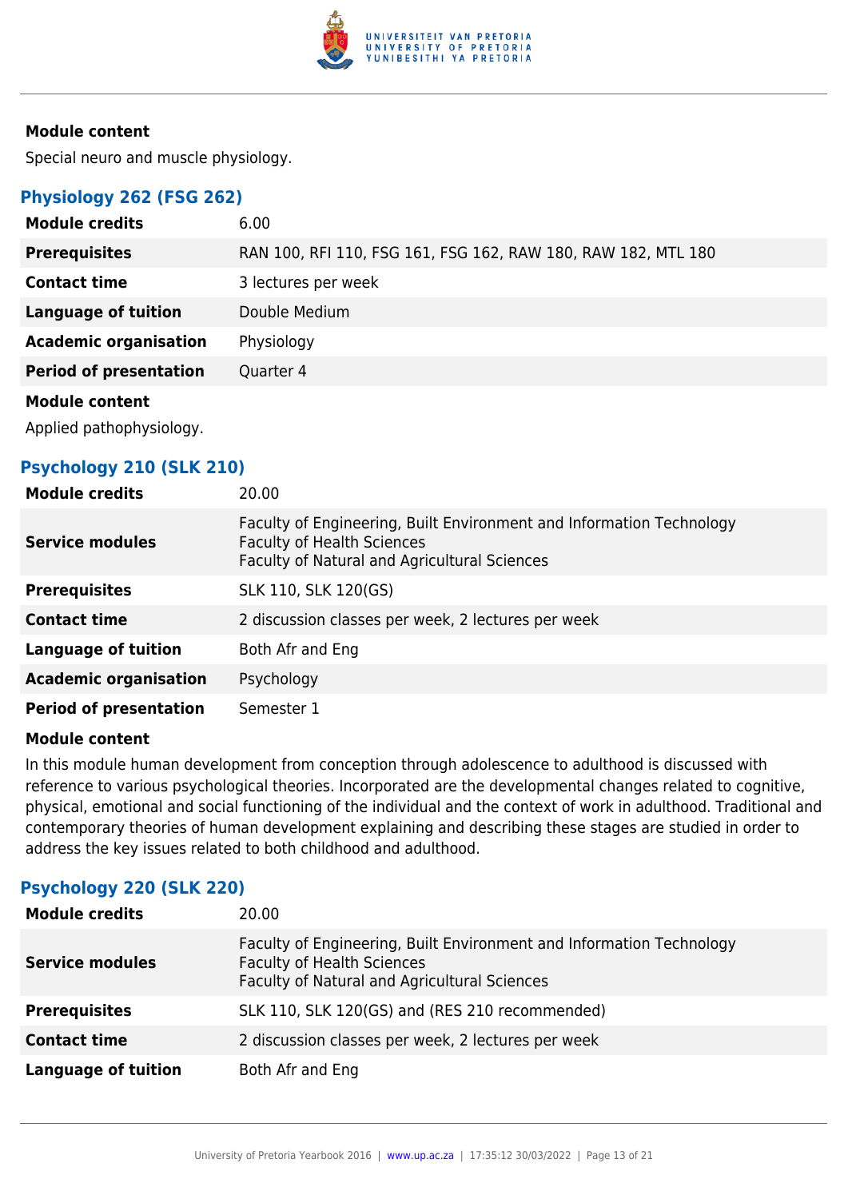**Module content**

Special neuro and muscle physiology.

### Physiology 262 (FSG 262)

| | |
|---|---|
| **Module credits** | 6.00 |
| **Prerequisites** | RAN 100, RFI 110, FSG 161, FSG 162, RAW 180, RAW 182, MTL 180 |
| **Contact time** | 3 lectures per week |
| **Language of tuition** | Double Medium |
| **Academic organisation** | Physiology |
| **Period of presentation** | Quarter 4 |

**Module content**

Applied pathophysiology.

### Psychology 210 (SLK 210)

| | |
|---|---|
| **Module credits** | 20.00 |
| **Service modules** | Faculty of Engineering, Built Environment and Information Technology<br>Faculty of Health Sciences<br>Faculty of Natural and Agricultural Sciences |
| **Prerequisites** | SLK 110, SLK 120(GS) |
| **Contact time** | 2 discussion classes per week, 2 lectures per week |
| **Language of tuition** | Both Afr and Eng |
| **Academic organisation** | Psychology |
| **Period of presentation** | Semester 1 |

**Module content**

In this module human development from conception through adolescence to adulthood is discussed with reference to various psychological theories. Incorporated are the developmental changes related to cognitive, physical, emotional and social functioning of the individual and the context of work in adulthood. Traditional and contemporary theories of human development explaining and describing these stages are studied in order to address the key issues related to both childhood and adulthood.

### Psychology 220 (SLK 220)

| | |
|---|---|
| **Module credits** | 20.00 |
| **Service modules** | Faculty of Engineering, Built Environment and Information Technology<br>Faculty of Health Sciences<br>Faculty of Natural and Agricultural Sciences |
| **Prerequisites** | SLK 110, SLK 120(GS) and (RES 210 recommended) |
| **Contact time** | 2 discussion classes per week, 2 lectures per week |
| **Language of tuition** | Both Afr and Eng |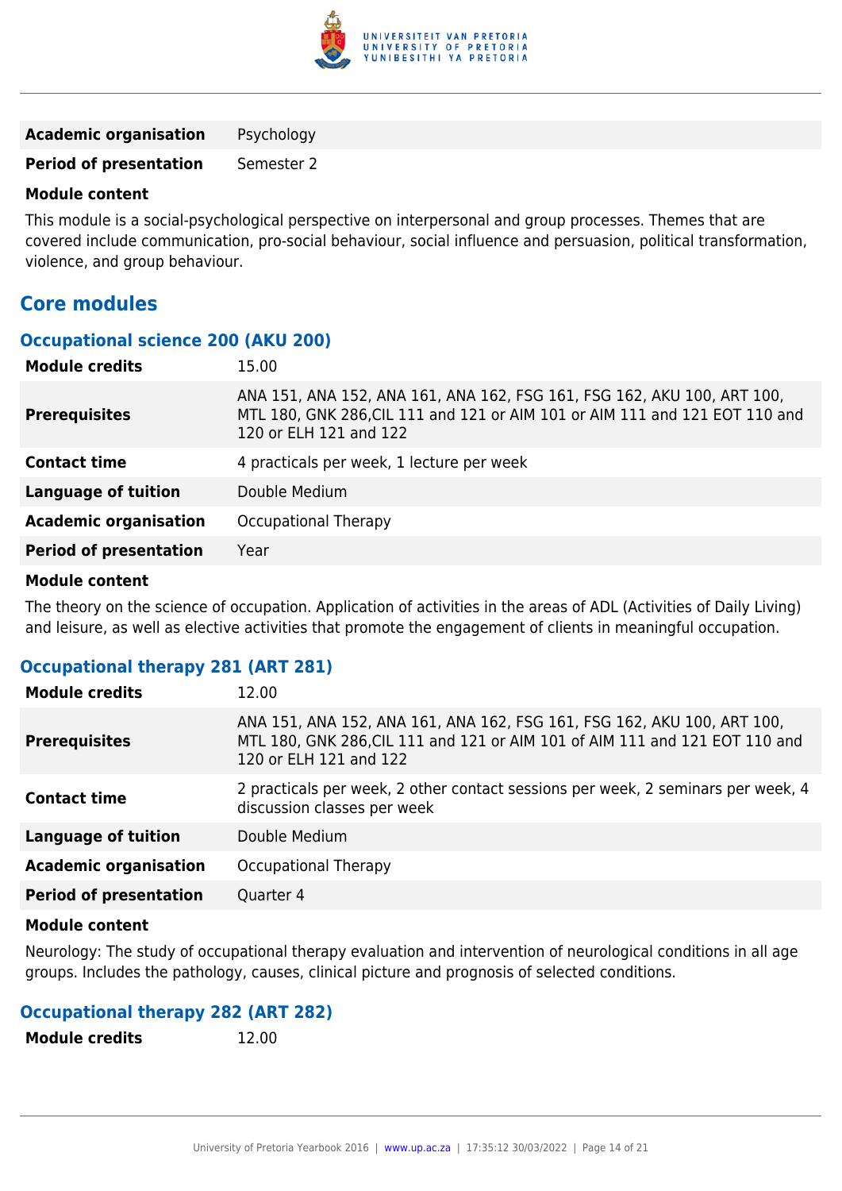| | |
|---|---|
| **Academic organisation** | Psychology |
| **Period of presentation** | Semester 2 |

**Module content**

This module is a social-psychological perspective on interpersonal and group processes. Themes that are covered include communication, pro-social behaviour, social influence and persuasion, political transformation, violence, and group behaviour.

## Core modules

### Occupational science 200 (AKU 200)

| | |
|---|---|
| **Module credits** | 15.00 |
| **Prerequisites** | ANA 151, ANA 152, ANA 161, ANA 162, FSG 161, FSG 162, AKU 100, ART 100, MTL 180, GNK 286,CIL 111 and 121 or AIM 101 or AIM 111 and 121 EOT 110 and 120 or ELH 121 and 122 |
| **Contact time** | 4 practicals per week, 1 lecture per week |
| **Language of tuition** | Double Medium |
| **Academic organisation** | Occupational Therapy |
| **Period of presentation** | Year |

**Module content**

The theory on the science of occupation. Application of activities in the areas of ADL (Activities of Daily Living) and leisure, as well as elective activities that promote the engagement of clients in meaningful occupation.

### Occupational therapy 281 (ART 281)

| | |
|---|---|
| **Module credits** | 12.00 |
| **Prerequisites** | ANA 151, ANA 152, ANA 161, ANA 162, FSG 161, FSG 162, AKU 100, ART 100, MTL 180, GNK 286,CIL 111 and 121 or AIM 101 of AIM 111 and 121 EOT 110 and 120 or ELH 121 and 122 |
| **Contact time** | 2 practicals per week, 2 other contact sessions per week, 2 seminars per week, 4 discussion classes per week |
| **Language of tuition** | Double Medium |
| **Academic organisation** | Occupational Therapy |
| **Period of presentation** | Quarter 4 |

**Module content**

Neurology: The study of occupational therapy evaluation and intervention of neurological conditions in all age groups. Includes the pathology, causes, clinical picture and prognosis of selected conditions.

### Occupational therapy 282 (ART 282)

| | |
|---|---|
| **Module credits** | 12.00 |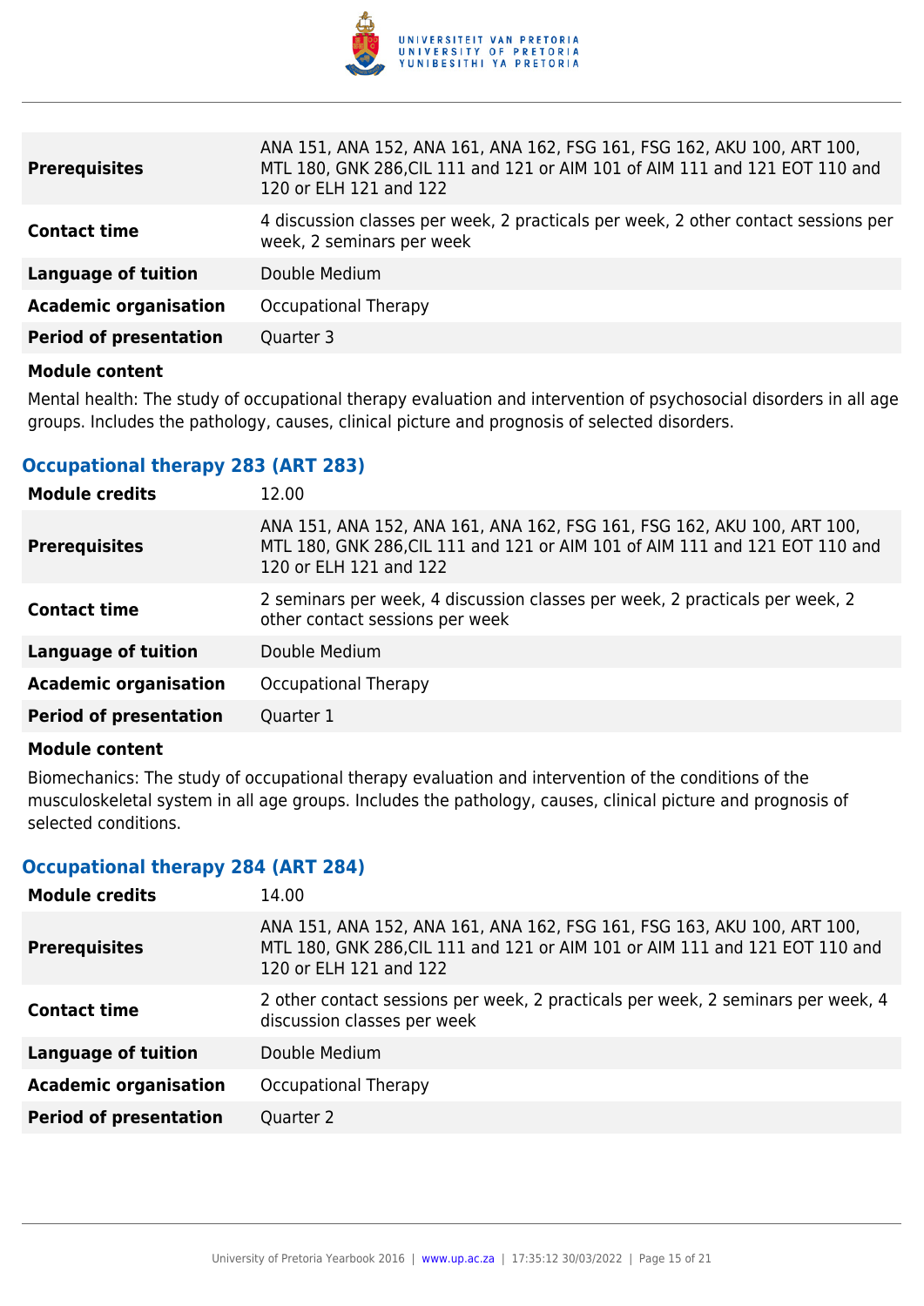| | |
|---|---|
| **Prerequisites** | ANA 151, ANA 152, ANA 161, ANA 162, FSG 161, FSG 162, AKU 100, ART 100, MTL 180, GNK 286,CIL 111 and 121 or AIM 101 of AIM 111 and 121 EOT 110 and 120 or ELH 121 and 122 |
| **Contact time** | 4 discussion classes per week, 2 practicals per week, 2 other contact sessions per week, 2 seminars per week |
| **Language of tuition** | Double Medium |
| **Academic organisation** | Occupational Therapy |
| **Period of presentation** | Quarter 3 |

**Module content**

Mental health: The study of occupational therapy evaluation and intervention of psychosocial disorders in all age groups. Includes the pathology, causes, clinical picture and prognosis of selected disorders.

### Occupational therapy 283 (ART 283)

| | |
|---|---|
| **Module credits** | 12.00 |
| **Prerequisites** | ANA 151, ANA 152, ANA 161, ANA 162, FSG 161, FSG 162, AKU 100, ART 100, MTL 180, GNK 286,CIL 111 and 121 or AIM 101 of AIM 111 and 121 EOT 110 and 120 or ELH 121 and 122 |
| **Contact time** | 2 seminars per week, 4 discussion classes per week, 2 practicals per week, 2 other contact sessions per week |
| **Language of tuition** | Double Medium |
| **Academic organisation** | Occupational Therapy |
| **Period of presentation** | Quarter 1 |

**Module content**

Biomechanics: The study of occupational therapy evaluation and intervention of the conditions of the musculoskeletal system in all age groups. Includes the pathology, causes, clinical picture and prognosis of selected conditions.

### Occupational therapy 284 (ART 284)

| | |
|---|---|
| **Module credits** | 14.00 |
| **Prerequisites** | ANA 151, ANA 152, ANA 161, ANA 162, FSG 161, FSG 163, AKU 100, ART 100, MTL 180, GNK 286,CIL 111 and 121 or AIM 101 or AIM 111 and 121 EOT 110 and 120 or ELH 121 and 122 |
| **Contact time** | 2 other contact sessions per week, 2 practicals per week, 2 seminars per week, 4 discussion classes per week |
| **Language of tuition** | Double Medium |
| **Academic organisation** | Occupational Therapy |
| **Period of presentation** | Quarter 2 |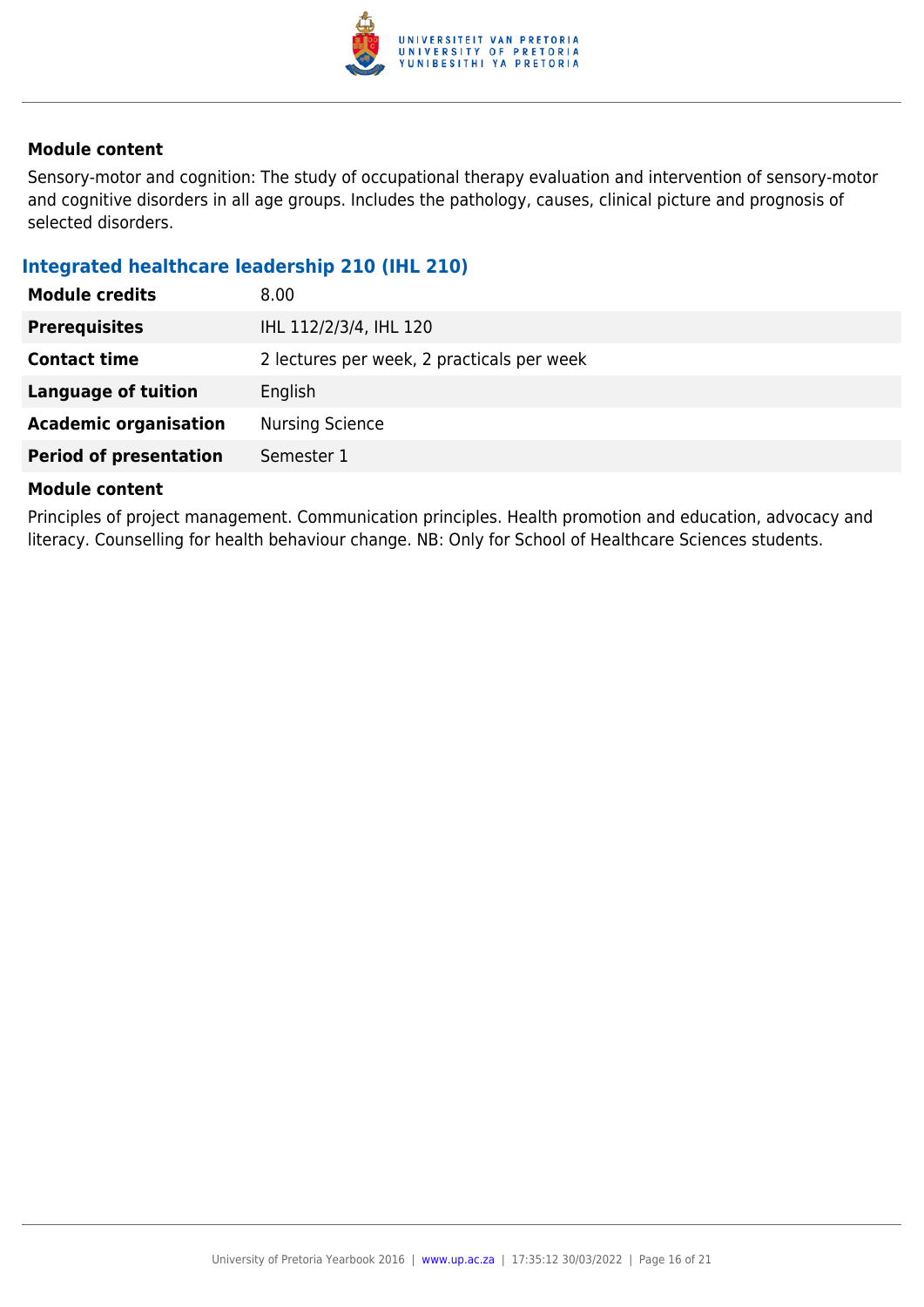#### Module content

Sensory-motor and cognition: The study of occupational therapy evaluation and intervention of sensory-motor and cognitive disorders in all age groups. Includes the pathology, causes, clinical picture and prognosis of selected disorders.

### Integrated healthcare leadership 210 (IHL 210)

| | |
|---|---|
| **Module credits** | 8.00 |
| **Prerequisites** | IHL 112/2/3/4, IHL 120 |
| **Contact time** | 2 lectures per week, 2 practicals per week |
| **Language of tuition** | English |
| **Academic organisation** | Nursing Science |
| **Period of presentation** | Semester 1 |

#### Module content

Principles of project management. Communication principles. Health promotion and education, advocacy and literacy. Counselling for health behaviour change. NB: Only for School of Healthcare Sciences students.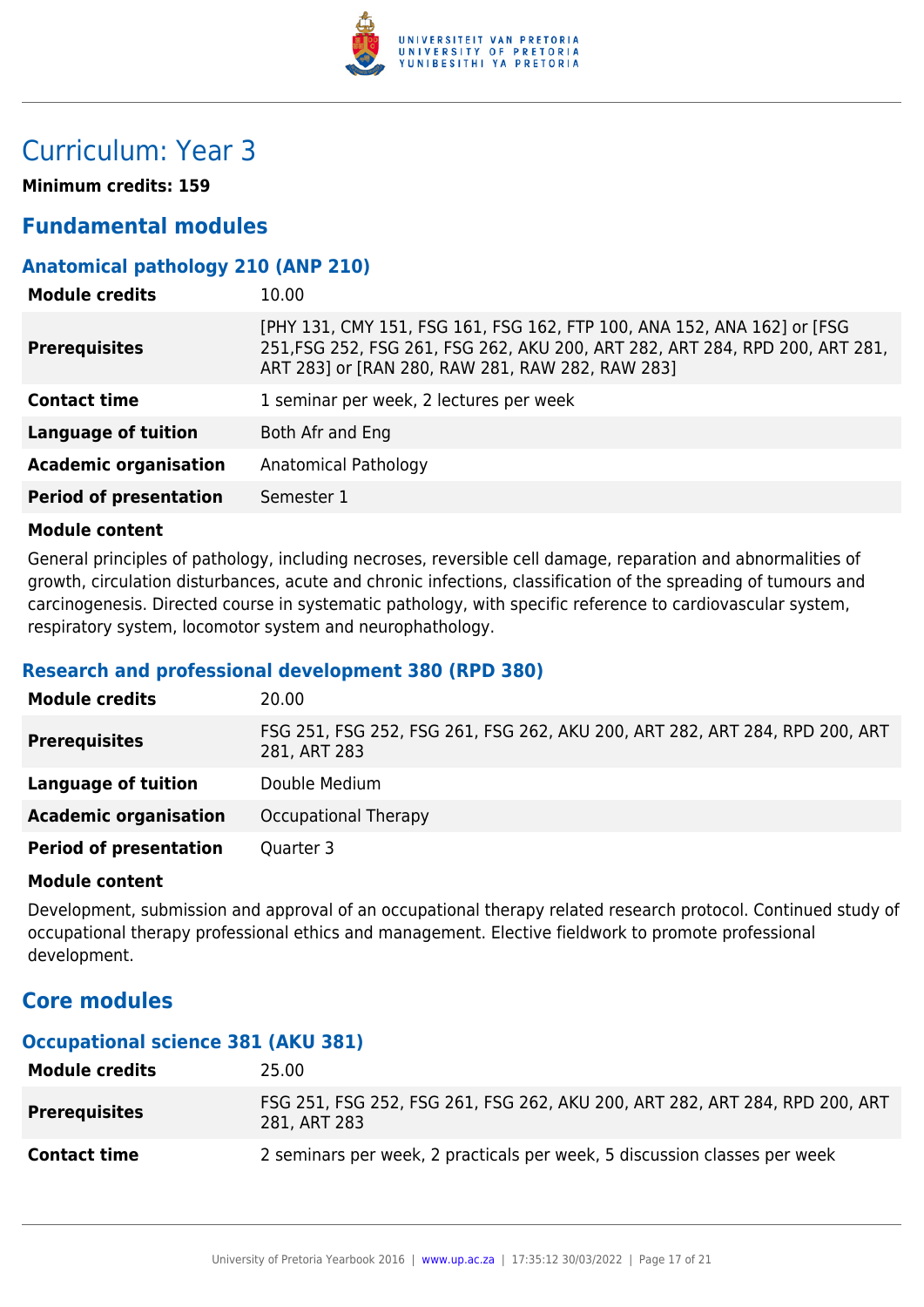# Curriculum: Year 3

**Minimum credits: 159**

## Fundamental modules

### Anatomical pathology 210 (ANP 210)

| | |
|---|---|
| **Module credits** | 10.00 |
| **Prerequisites** | [PHY 131, CMY 151, FSG 161, FSG 162, FTP 100, ANA 152, ANA 162] or [FSG 251,FSG 252, FSG 261, FSG 262, AKU 200, ART 282, ART 284, RPD 200, ART 281, ART 283] or [RAN 280, RAW 281, RAW 282, RAW 283] |
| **Contact time** | 1 seminar per week, 2 lectures per week |
| **Language of tuition** | Both Afr and Eng |
| **Academic organisation** | Anatomical Pathology |
| **Period of presentation** | Semester 1 |

**Module content**

General principles of pathology, including necroses, reversible cell damage, reparation and abnormalities of growth, circulation disturbances, acute and chronic infections, classification of the spreading of tumours and carcinogenesis. Directed course in systematic pathology, with specific reference to cardiovascular system, respiratory system, locomotor system and neurophathology.

### Research and professional development 380 (RPD 380)

| | |
|---|---|
| **Module credits** | 20.00 |
| **Prerequisites** | FSG 251, FSG 252, FSG 261, FSG 262, AKU 200, ART 282, ART 284, RPD 200, ART 281, ART 283 |
| **Language of tuition** | Double Medium |
| **Academic organisation** | Occupational Therapy |
| **Period of presentation** | Quarter 3 |

**Module content**

Development, submission and approval of an occupational therapy related research protocol. Continued study of occupational therapy professional ethics and management. Elective fieldwork to promote professional development.

## Core modules

### Occupational science 381 (AKU 381)

| | |
|---|---|
| **Module credits** | 25.00 |
| **Prerequisites** | FSG 251, FSG 252, FSG 261, FSG 262, AKU 200, ART 282, ART 284, RPD 200, ART 281, ART 283 |
| **Contact time** | 2 seminars per week, 2 practicals per week, 5 discussion classes per week |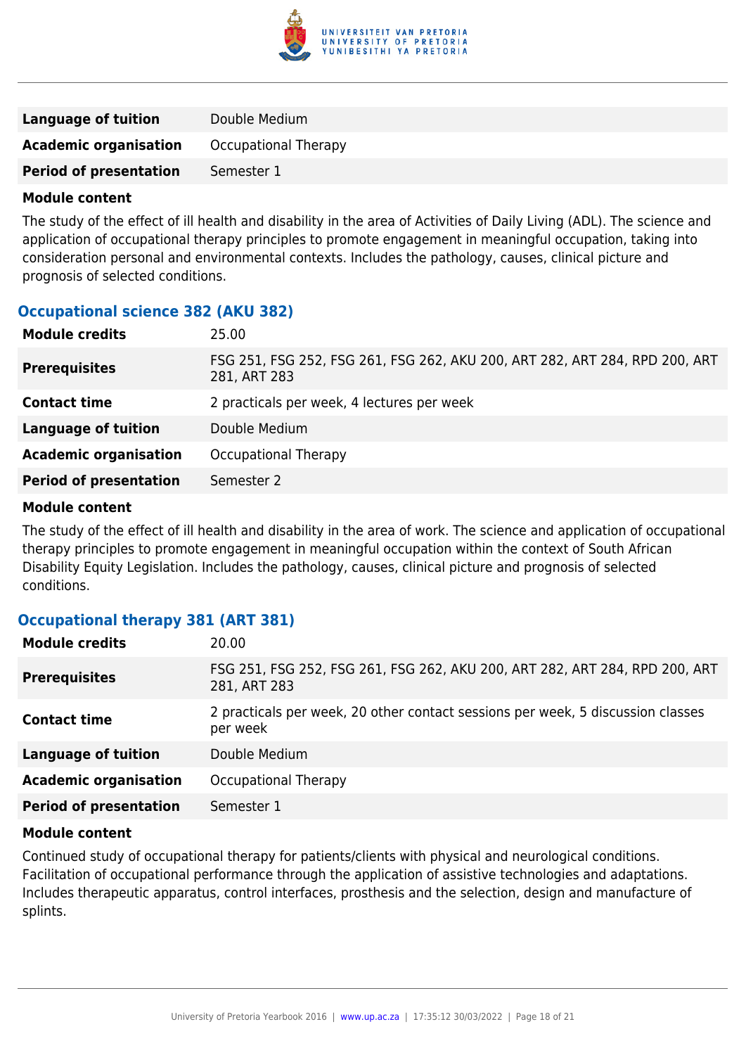| | |
|---|---|
| **Language of tuition** | Double Medium |
| **Academic organisation** | Occupational Therapy |
| **Period of presentation** | Semester 1 |

**Module content**

The study of the effect of ill health and disability in the area of Activities of Daily Living (ADL). The science and application of occupational therapy principles to promote engagement in meaningful occupation, taking into consideration personal and environmental contexts. Includes the pathology, causes, clinical picture and prognosis of selected conditions.

### Occupational science 382 (AKU 382)

| | |
|---|---|
| **Module credits** | 25.00 |
| **Prerequisites** | FSG 251, FSG 252, FSG 261, FSG 262, AKU 200, ART 282, ART 284, RPD 200, ART 281, ART 283 |
| **Contact time** | 2 practicals per week, 4 lectures per week |
| **Language of tuition** | Double Medium |
| **Academic organisation** | Occupational Therapy |
| **Period of presentation** | Semester 2 |

**Module content**

The study of the effect of ill health and disability in the area of work. The science and application of occupational therapy principles to promote engagement in meaningful occupation within the context of South African Disability Equity Legislation. Includes the pathology, causes, clinical picture and prognosis of selected conditions.

### Occupational therapy 381 (ART 381)

| | |
|---|---|
| **Module credits** | 20.00 |
| **Prerequisites** | FSG 251, FSG 252, FSG 261, FSG 262, AKU 200, ART 282, ART 284, RPD 200, ART 281, ART 283 |
| **Contact time** | 2 practicals per week, 20 other contact sessions per week, 5 discussion classes per week |
| **Language of tuition** | Double Medium |
| **Academic organisation** | Occupational Therapy |
| **Period of presentation** | Semester 1 |

**Module content**

Continued study of occupational therapy for patients/clients with physical and neurological conditions. Facilitation of occupational performance through the application of assistive technologies and adaptations. Includes therapeutic apparatus, control interfaces, prosthesis and the selection, design and manufacture of splints.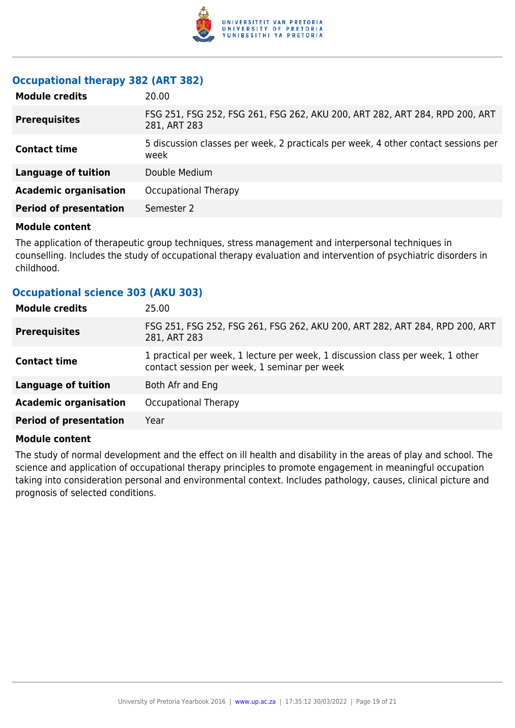### Occupational therapy 382 (ART 382)

| | |
|---|---|
| **Module credits** | 20.00 |
| **Prerequisites** | FSG 251, FSG 252, FSG 261, FSG 262, AKU 200, ART 282, ART 284, RPD 200, ART 281, ART 283 |
| **Contact time** | 5 discussion classes per week, 2 practicals per week, 4 other contact sessions per week |
| **Language of tuition** | Double Medium |
| **Academic organisation** | Occupational Therapy |
| **Period of presentation** | Semester 2 |

**Module content**

The application of therapeutic group techniques, stress management and interpersonal techniques in counselling. Includes the study of occupational therapy evaluation and intervention of psychiatric disorders in childhood.

### Occupational science 303 (AKU 303)

| | |
|---|---|
| **Module credits** | 25.00 |
| **Prerequisites** | FSG 251, FSG 252, FSG 261, FSG 262, AKU 200, ART 282, ART 284, RPD 200, ART 281, ART 283 |
| **Contact time** | 1 practical per week, 1 lecture per week, 1 discussion class per week, 1 other contact session per week, 1 seminar per week |
| **Language of tuition** | Both Afr and Eng |
| **Academic organisation** | Occupational Therapy |
| **Period of presentation** | Year |

**Module content**

The study of normal development and the effect on ill health and disability in the areas of play and school. The science and application of occupational therapy principles to promote engagement in meaningful occupation taking into consideration personal and environmental context. Includes pathology, causes, clinical picture and prognosis of selected conditions.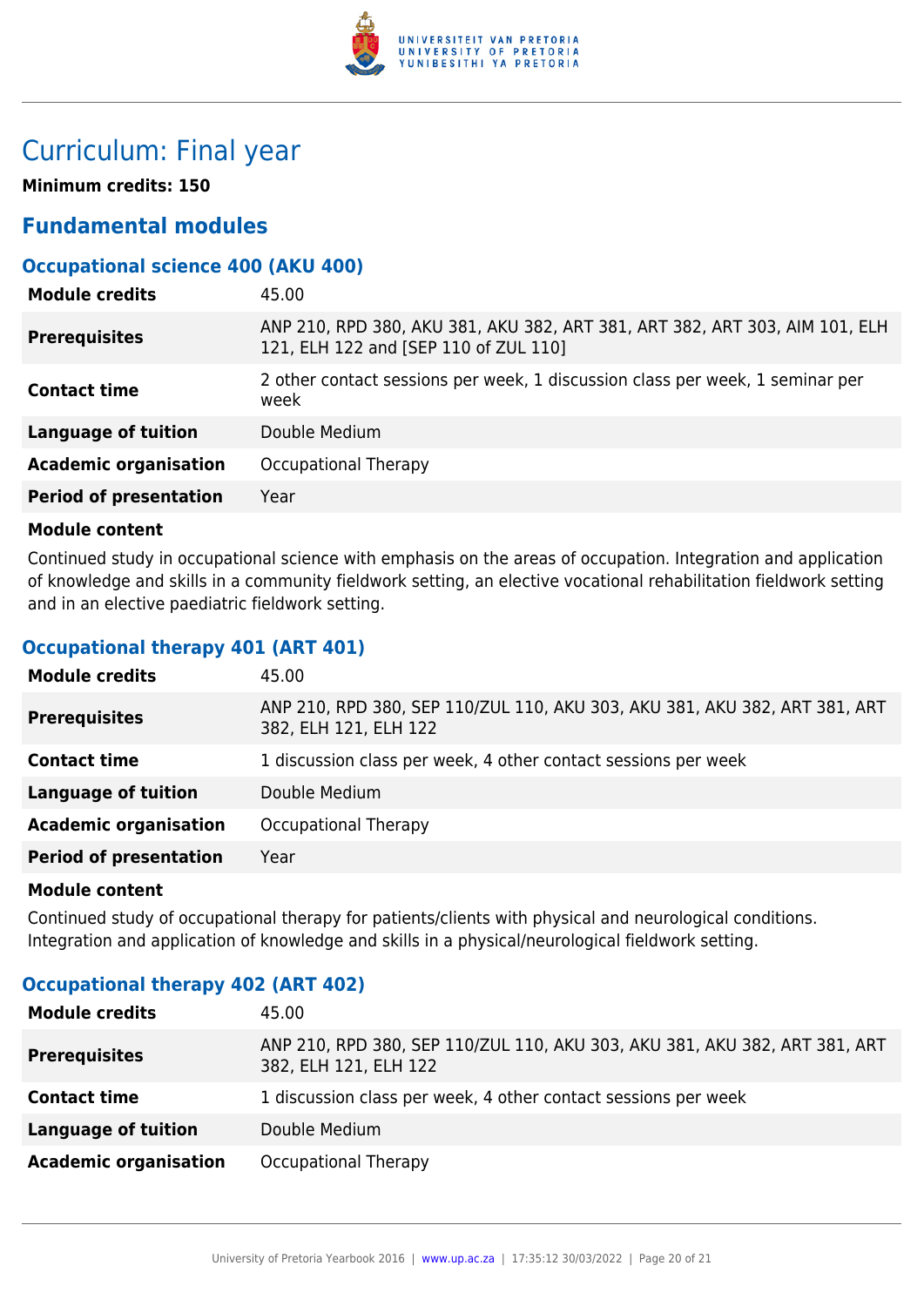# Curriculum: Final year

**Minimum credits: 150**

## Fundamental modules

### Occupational science 400 (AKU 400)

| | |
|---|---|
| **Module credits** | 45.00 |
| **Prerequisites** | ANP 210, RPD 380, AKU 381, AKU 382, ART 381, ART 382, ART 303, AIM 101, ELH 121, ELH 122 and [SEP 110 of ZUL 110] |
| **Contact time** | 2 other contact sessions per week, 1 discussion class per week, 1 seminar per week |
| **Language of tuition** | Double Medium |
| **Academic organisation** | Occupational Therapy |
| **Period of presentation** | Year |

**Module content**

Continued study in occupational science with emphasis on the areas of occupation. Integration and application of knowledge and skills in a community fieldwork setting, an elective vocational rehabilitation fieldwork setting and in an elective paediatric fieldwork setting.

### Occupational therapy 401 (ART 401)

| | |
|---|---|
| **Module credits** | 45.00 |
| **Prerequisites** | ANP 210, RPD 380, SEP 110/ZUL 110, AKU 303, AKU 381, AKU 382, ART 381, ART 382, ELH 121, ELH 122 |
| **Contact time** | 1 discussion class per week, 4 other contact sessions per week |
| **Language of tuition** | Double Medium |
| **Academic organisation** | Occupational Therapy |
| **Period of presentation** | Year |

**Module content**

Continued study of occupational therapy for patients/clients with physical and neurological conditions. Integration and application of knowledge and skills in a physical/neurological fieldwork setting.

### Occupational therapy 402 (ART 402)

| | |
|---|---|
| **Module credits** | 45.00 |
| **Prerequisites** | ANP 210, RPD 380, SEP 110/ZUL 110, AKU 303, AKU 381, AKU 382, ART 381, ART 382, ELH 121, ELH 122 |
| **Contact time** | 1 discussion class per week, 4 other contact sessions per week |
| **Language of tuition** | Double Medium |
| **Academic organisation** | Occupational Therapy |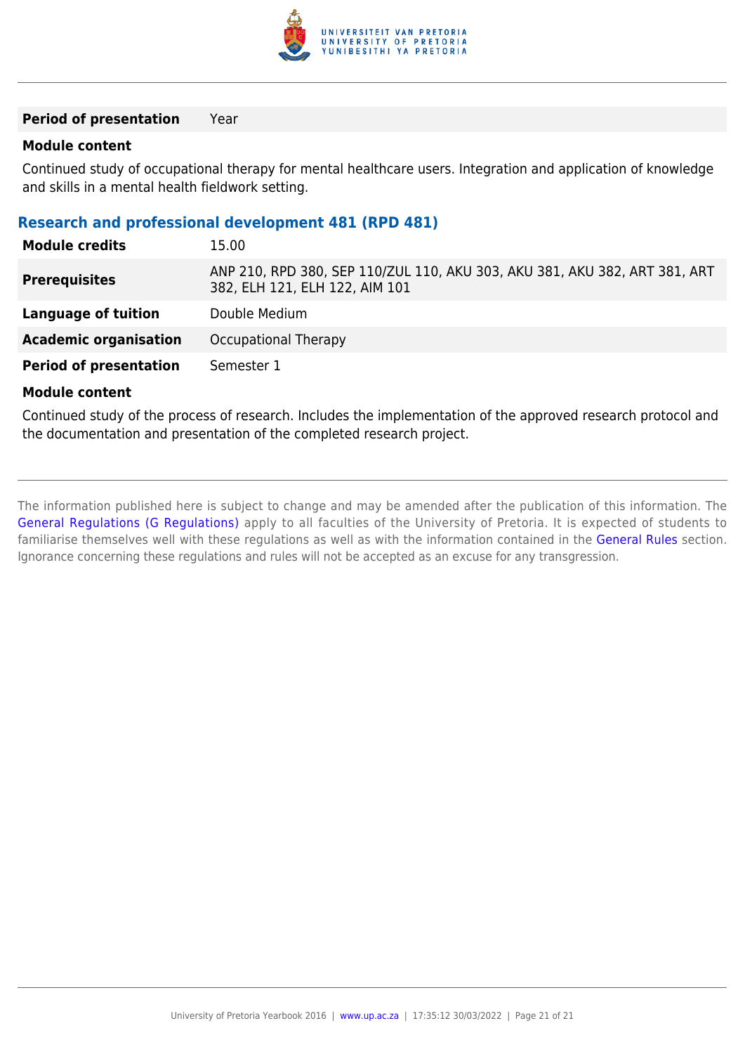| | |
|---|---|
| **Period of presentation** | Year |

**Module content**

Continued study of occupational therapy for mental healthcare users. Integration and application of knowledge and skills in a mental health fieldwork setting.

### Research and professional development 481 (RPD 481)

| | |
|---|---|
| **Module credits** | 15.00 |
| **Prerequisites** | ANP 210, RPD 380, SEP 110/ZUL 110, AKU 303, AKU 381, AKU 382, ART 381, ART 382, ELH 121, ELH 122, AIM 101 |
| **Language of tuition** | Double Medium |
| **Academic organisation** | Occupational Therapy |
| **Period of presentation** | Semester 1 |

**Module content**

Continued study of the process of research. Includes the implementation of the approved research protocol and the documentation and presentation of the completed research project.

The information published here is subject to change and may be amended after the publication of this information. The General Regulations (G Regulations) apply to all faculties of the University of Pretoria. It is expected of students to familiarise themselves well with these regulations as well as with the information contained in the General Rules section. Ignorance concerning these regulations and rules will not be accepted as an excuse for any transgression.